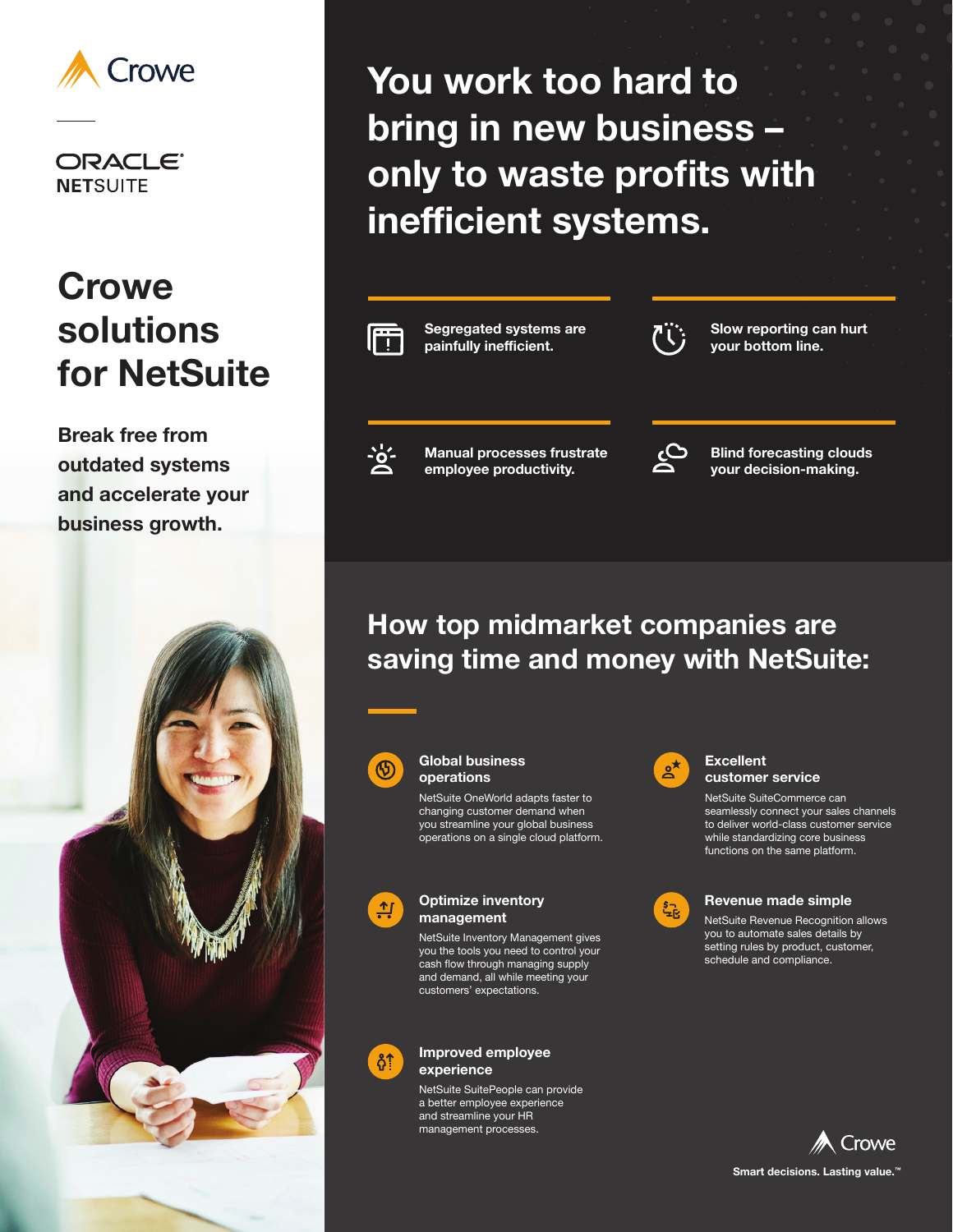Crowe

ORACLE NETSUITE

# Crowe solutions for NetSuite

**Break free from outdated systems and accelerate your business growth.**

## You work too hard to bring in new business – only to waste profits with inefficient systems.

**Segregated systems are painfully inefficient.**

**Slow reporting can hurt your bottom line.**

**Manual processes frustrate employee productivity.**

**Blind forecasting clouds your decision-making.**

## How top midmarket companies are saving time and money with NetSuite:

### Global business operations

NetSuite OneWorld adapts faster to changing customer demand when you streamline your global business operations on a single cloud platform.

### Excellent customer service

NetSuite SuiteCommerce can seamlessly connect your sales channels to deliver world-class customer service while standardizing core business functions on the same platform.

### Optimize inventory management

NetSuite Inventory Management gives you the tools you need to control your cash flow through managing supply and demand, all while meeting your customers' expectations.

### Revenue made simple

NetSuite Revenue Recognition allows you to automate sales details by setting rules by product, customer, schedule and compliance.

### Improved employee experience

NetSuite SuitePeople can provide a better employee experience and streamline your HR management processes.

Crowe

**Smart decisions. Lasting value.™**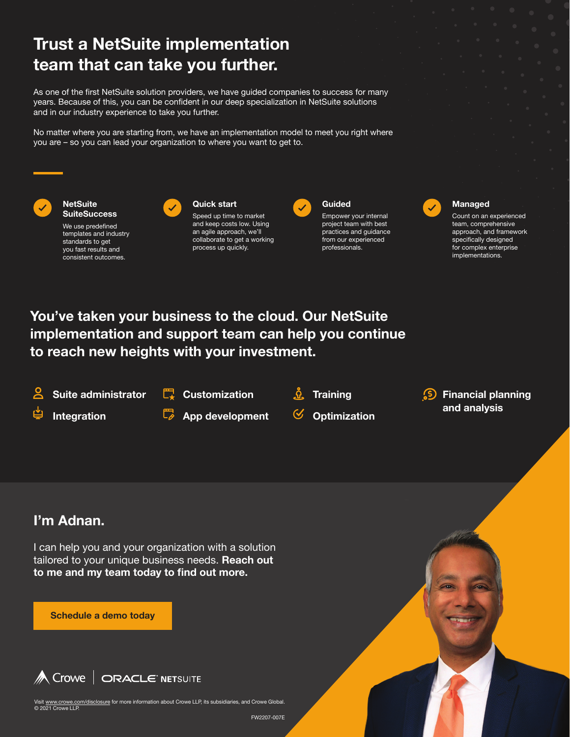# Trust a NetSuite implementation team that can take you further.

As one of the first NetSuite solution providers, we have guided companies to success for many years. Because of this, you can be confident in our deep specialization in NetSuite solutions and in our industry experience to take you further.

No matter where you are starting from, we have an implementation model to meet you right where you are – so you can lead your organization to where you want to get to.

**NetSuite SuiteSuccess**
We use predefined templates and industry standards to get you fast results and consistent outcomes.

**Quick start**
Speed up time to market and keep costs low. Using an agile approach, we'll collaborate to get a working process up quickly.

**Guided**
Empower your internal project team with best practices and guidance from our experienced professionals.

**Managed**
Count on an experienced team, comprehensive approach, and framework specifically designed for complex enterprise implementations.

## You've taken your business to the cloud. Our NetSuite implementation and support team can help you continue to reach new heights with your investment.

- **Suite administrator**
- **Integration**
- **Customization**
- **App development**
- **Training**
- **Optimization**
- **Financial planning and analysis**

## I'm Adnan.

I can help you and your organization with a solution tailored to your unique business needs. **Reach out to me and my team today to find out more.**

**Schedule a demo today**

Crowe | ORACLE NETSUITE

Visit www.crowe.com/disclosure for more information about Crowe LLP, its subsidiaries, and Crowe Global.
© 2021 Crowe LLP.

FW2207-007E